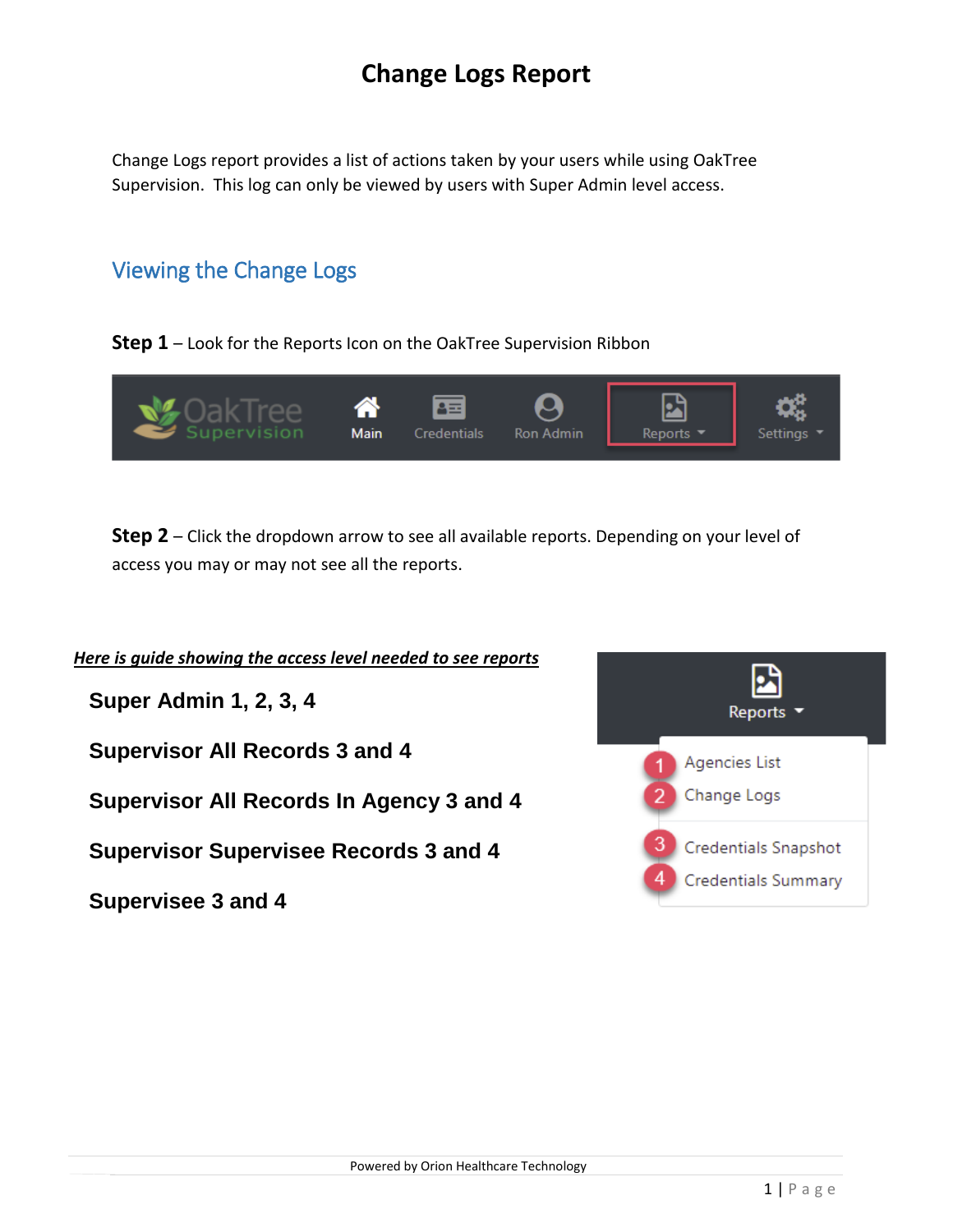# Change Logs Report

Change Logs report provides a list of actions taken by your users while using OakTree Supervision. This log can only be viewed by users with Super Admin level access.

## Viewing the Change Logs

**Step 1** – Look for the Reports Icon on the OakTree Supervision Ribbon

**Step 2** – Click the dropdown arrow to see all available reports. Depending on your level of access you may or may not see all the reports.

***Here is guide showing the access level needed to see reports***

**Super Admin 1, 2, 3, 4**

**Supervisor All Records 3 and 4**

**Supervisor All Records In Agency 3 and 4**

**Supervisor Supervisee Records 3 and 4**

**Supervisee 3 and 4**

Powered by Orion Healthcare Technology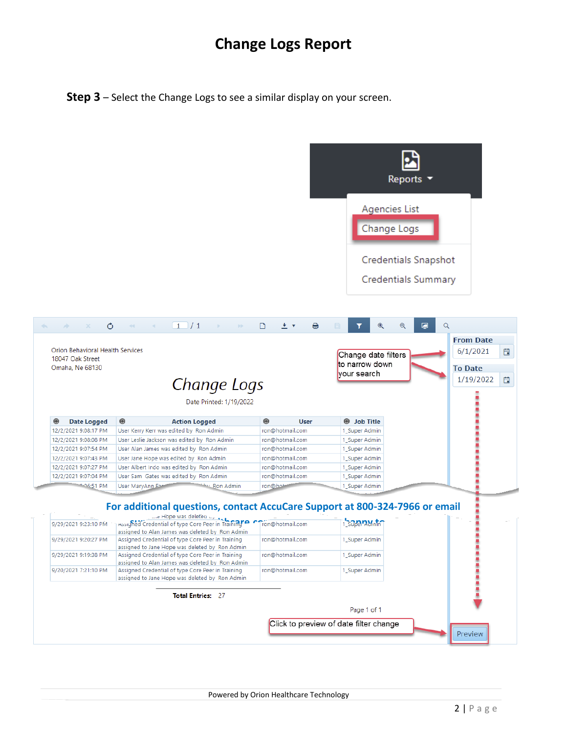# Change Logs Report

**Step 3** – Select the Change Logs to see a similar display on your screen.

Reports

- Agencies List
- Change Logs
- Credentials Snapshot
- Credentials Summary

Orion Behavioral Health Services
18047 Oak Street
Omaha, Ne 68130

*Change Logs*

Date Printed: 1/19/2022

| Date Logged | Action Logged | User | Job Title |
|---|---|---|---|
| 12/2/2021 9:08:17 PM | User Kerry Kerr was edited by Ron Admin | ron@hotmail.com | 1_Super Admin |
| 12/2/2021 9:08:08 PM | User Leslie Jackson was edited by Ron Admin | ron@hotmail.com | 1_Super Admin |
| 12/2/2021 9:07:54 PM | User Alan James was edited by Ron Admin | ron@hotmail.com | 1_Super Admin |
| 12/2/2021 9:07:43 PM | User Jane Hope was edited by Ron Admin | ron@hotmail.com | 1_Super Admin |
| 12/2/2021 9:07:27 PM | User Albert Indo was edited by Ron Admin | ron@hotmail.com | 1_Super Admin |
| 12/2/2021 9:07:04 PM | User Sam Gates was edited by Ron Admin | ron@hotmail.com | 1_Super Admin |
| ...06:51 PM | User MaryAnn Fa... Ron Admin | ron@ho... | 1_Super Admin |
| 9/29/2021 9:23:10 PM | Assigned Credential of type Core Peer in Training assigned to Alan James was deleted by Ron Admin | ron@hotmail.com | 1_Super Admin |
| 9/29/2021 9:20:27 PM | Assigned Credential of type Core Peer in Training assigned to Jane Hope was deleted by Ron Admin | ron@hotmail.com | 1_Super Admin |
| 9/29/2021 9:19:38 PM | Assigned Credential of type Core Peer in Training assigned to Alan James was deleted by Ron Admin | ron@hotmail.com | 1_Super Admin |
| 9/20/2021 7:21:10 PM | Assigned Credential of type Core Peer in Training assigned to Jane Hope was deleted by Ron Admin | ron@hotmail.com | 1_Super Admin |

**Total Entries:** 27

Page 1 of 1

From Date: 6/1/2021

To Date: 1/19/2022

Change date filters to narrow down your search

Click to preview of date filter change

Preview

**For additional questions, contact AccuCare Support at 800-324-7966 or email**

Powered by Orion Healthcare Technology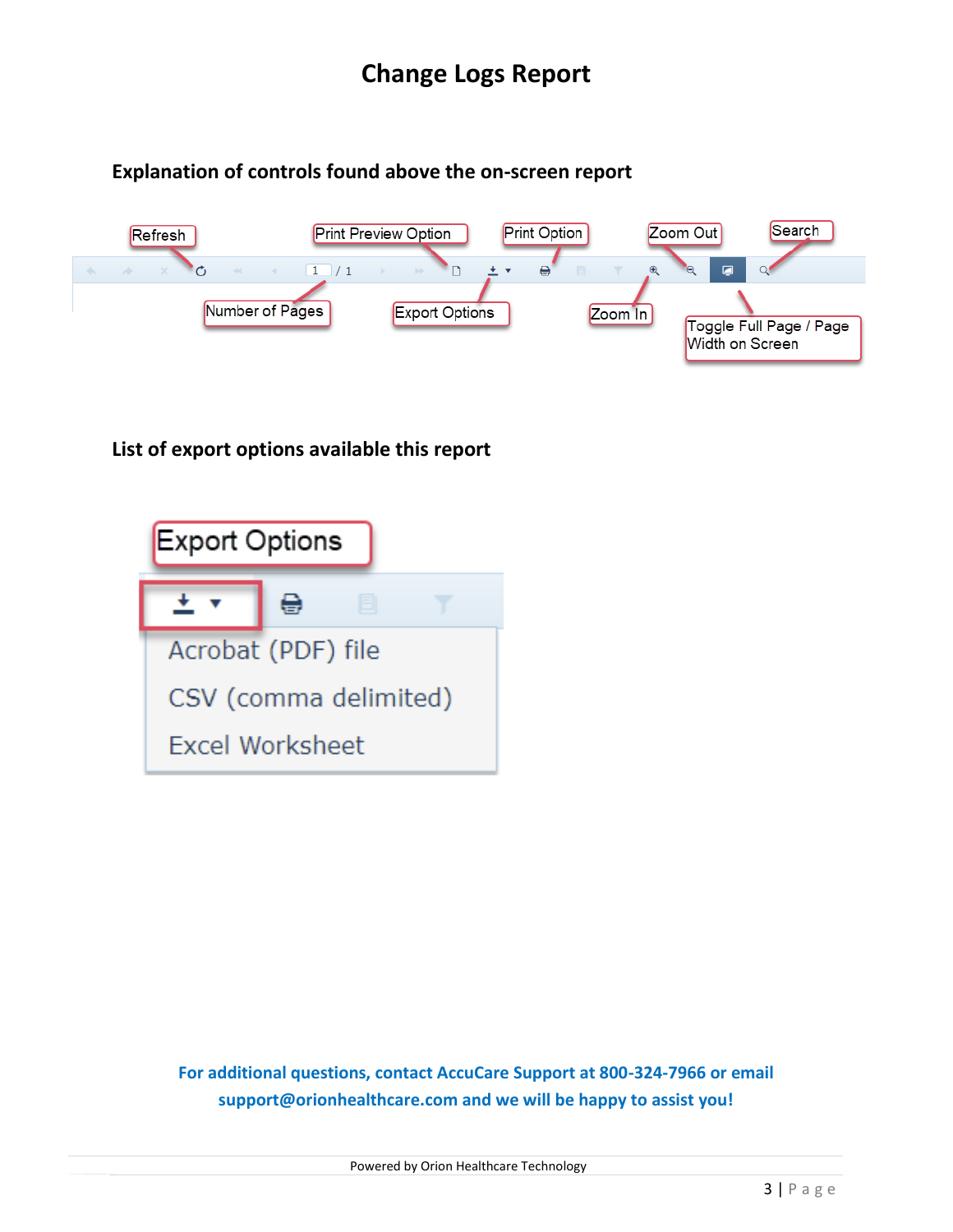# Change Logs Report

## Explanation of controls found above the on-screen report

Refresh

Print Preview Option

Print Option

Zoom Out

Search

Number of Pages

Export Options

Zoom In

Toggle Full Page / Page Width on Screen

## List of export options available this report

Export Options

Acrobat (PDF) file

CSV (comma delimited)

Excel Worksheet

**For additional questions, contact AccuCare Support at 800-324-7966 or email support@orionhealthcare.com and we will be happy to assist you!**

Powered by Orion Healthcare Technology